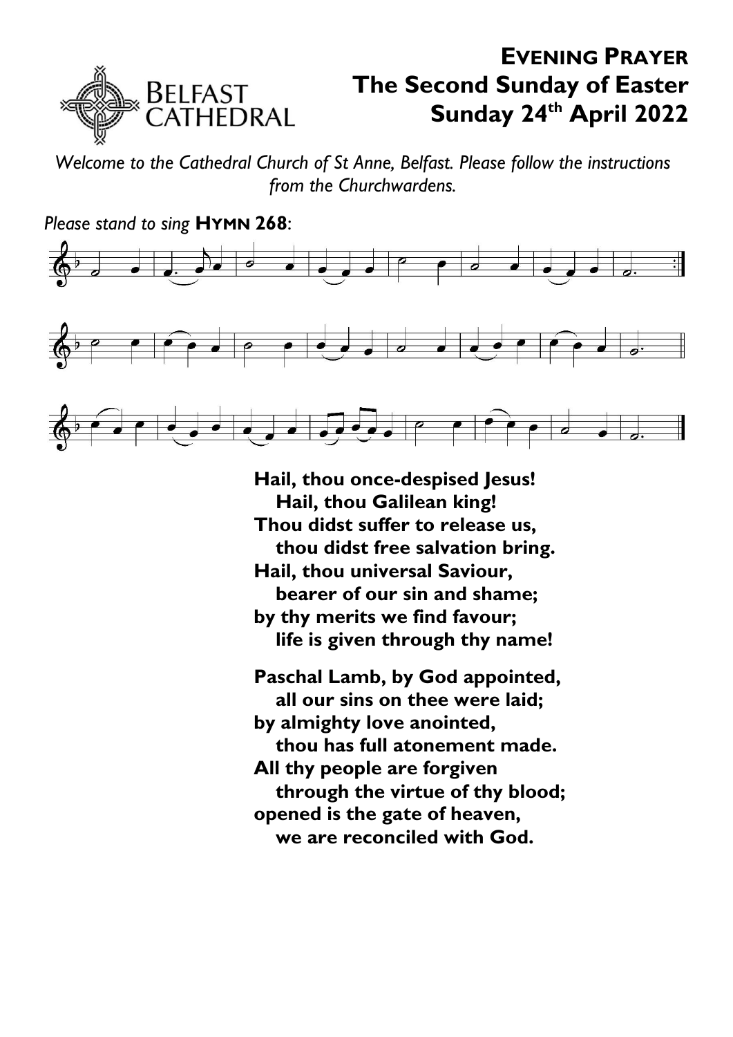# EVENING PRAYER
## The Second Sunday of Easter
## Sunday 24th April 2022

*Welcome to the Cathedral Church of St Anne, Belfast. Please follow the instructions from the Churchwardens.*

*Please stand to sing* **HYMN 268**:

**Hail, thou once-despised Jesus!**
**Hail, thou Galilean king!**
**Thou didst suffer to release us,**
**thou didst free salvation bring.**
**Hail, thou universal Saviour,**
**bearer of our sin and shame;**
**by thy merits we find favour;**
**life is given through thy name!**

**Paschal Lamb, by God appointed,**
**all our sins on thee were laid;**
**by almighty love anointed,**
**thou has full atonement made.**
**All thy people are forgiven**
**through the virtue of thy blood;**
**opened is the gate of heaven,**
**we are reconciled with God.**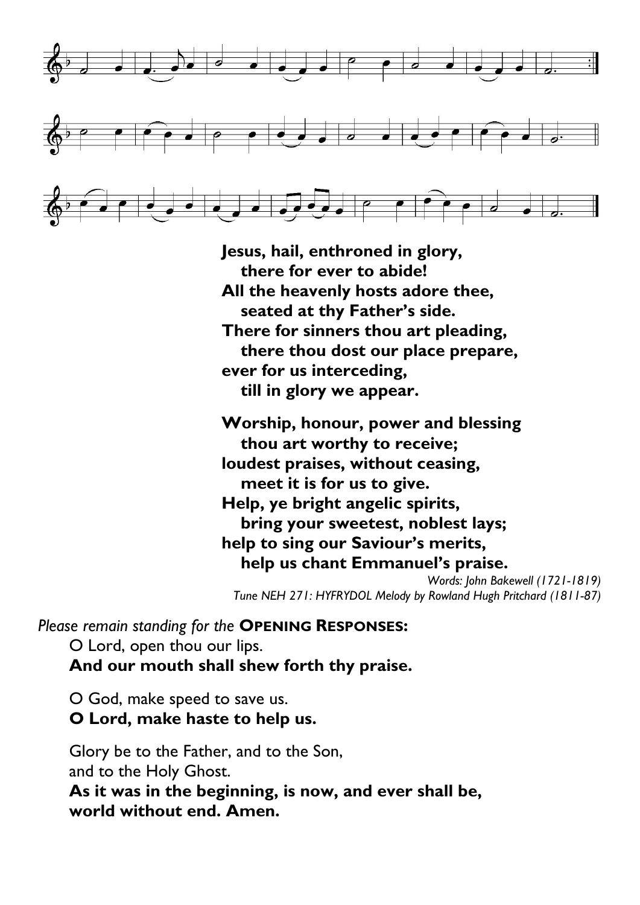**Jesus, hail, enthroned in glory,**
**there for ever to abide!**
**All the heavenly hosts adore thee,**
**seated at thy Father's side.**
**There for sinners thou art pleading,**
**there thou dost our place prepare,**
**ever for us interceding,**
**till in glory we appear.**

**Worship, honour, power and blessing**
**thou art worthy to receive;**
**loudest praises, without ceasing,**
**meet it is for us to give.**
**Help, ye bright angelic spirits,**
**bring your sweetest, noblest lays;**
**help to sing our Saviour's merits,**
**help us chant Emmanuel's praise.**

*Words: John Bakewell (1721-1819)*
*Tune NEH 271: HYFRYDOL Melody by Rowland Hugh Pritchard (1811-87)*

*Please remain standing for the* **OPENING RESPONSES:**

O Lord, open thou our lips.
**And our mouth shall shew forth thy praise.**

O God, make speed to save us.
**O Lord, make haste to help us.**

Glory be to the Father, and to the Son,
and to the Holy Ghost.
**As it was in the beginning, is now, and ever shall be,**
**world without end. Amen.**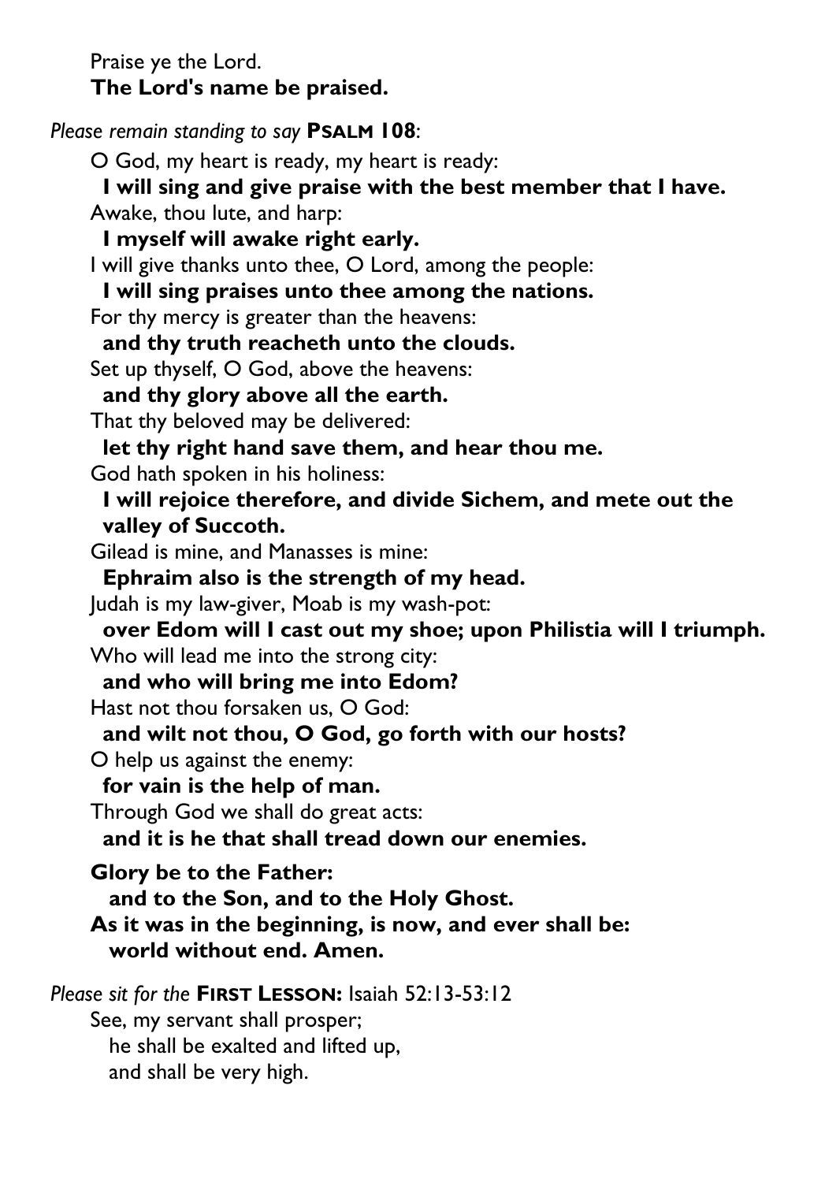Praise ye the Lord.
**The Lord's name be praised.**

*Please remain standing to say* **PSALM 108**:

O God, my heart is ready, my heart is ready:
**I will sing and give praise with the best member that I have.**
Awake, thou lute, and harp:
**I myself will awake right early.**
I will give thanks unto thee, O Lord, among the people:
**I will sing praises unto thee among the nations.**
For thy mercy is greater than the heavens:
**and thy truth reacheth unto the clouds.**
Set up thyself, O God, above the heavens:
**and thy glory above all the earth.**
That thy beloved may be delivered:
**let thy right hand save them, and hear thou me.**
God hath spoken in his holiness:
**I will rejoice therefore, and divide Sichem, and mete out the valley of Succoth.**
Gilead is mine, and Manasses is mine:
**Ephraim also is the strength of my head.**
Judah is my law-giver, Moab is my wash-pot:
**over Edom will I cast out my shoe; upon Philistia will I triumph.**
Who will lead me into the strong city:
**and who will bring me into Edom?**
Hast not thou forsaken us, O God:
**and wilt not thou, O God, go forth with our hosts?**
O help us against the enemy:
**for vain is the help of man.**
Through God we shall do great acts:
**and it is he that shall tread down our enemies.**

**Glory be to the Father:**
**and to the Son, and to the Holy Ghost.**
**As it was in the beginning, is now, and ever shall be:**
**world without end. Amen.**

*Please sit for the* **FIRST LESSON:** Isaiah 52:13-53:12

See, my servant shall prosper;
he shall be exalted and lifted up,
and shall be very high.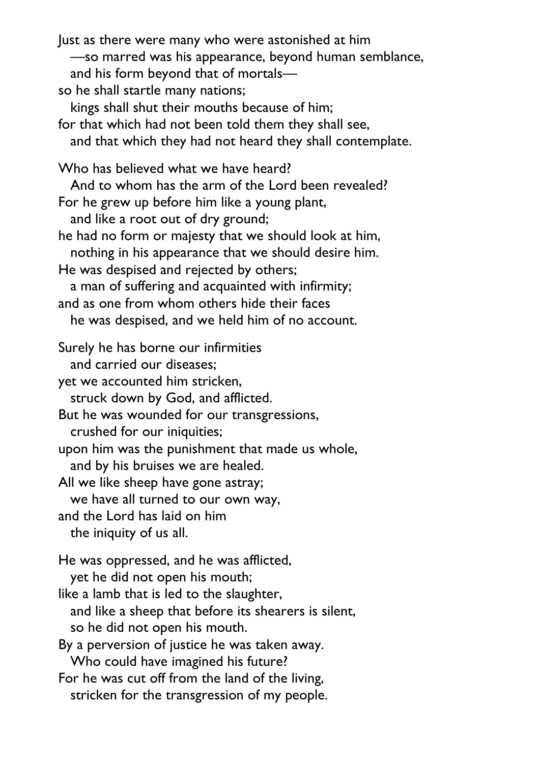Just as there were many who were astonished at him
  —so marred was his appearance, beyond human semblance,
  and his form beyond that of mortals—
so he shall startle many nations;
  kings shall shut their mouths because of him;
for that which had not been told them they shall see,
  and that which they had not heard they shall contemplate.

Who has believed what we have heard?
  And to whom has the arm of the Lord been revealed?
For he grew up before him like a young plant,
  and like a root out of dry ground;
he had no form or majesty that we should look at him,
  nothing in his appearance that we should desire him.
He was despised and rejected by others;
  a man of suffering and acquainted with infirmity;
and as one from whom others hide their faces
  he was despised, and we held him of no account.

Surely he has borne our infirmities
  and carried our diseases;
yet we accounted him stricken,
  struck down by God, and afflicted.
But he was wounded for our transgressions,
  crushed for our iniquities;
upon him was the punishment that made us whole,
  and by his bruises we are healed.
All we like sheep have gone astray;
  we have all turned to our own way,
and the Lord has laid on him
  the iniquity of us all.

He was oppressed, and he was afflicted,
  yet he did not open his mouth;
like a lamb that is led to the slaughter,
  and like a sheep that before its shearers is silent,
  so he did not open his mouth.
By a perversion of justice he was taken away.
  Who could have imagined his future?
For he was cut off from the land of the living,
  stricken for the transgression of my people.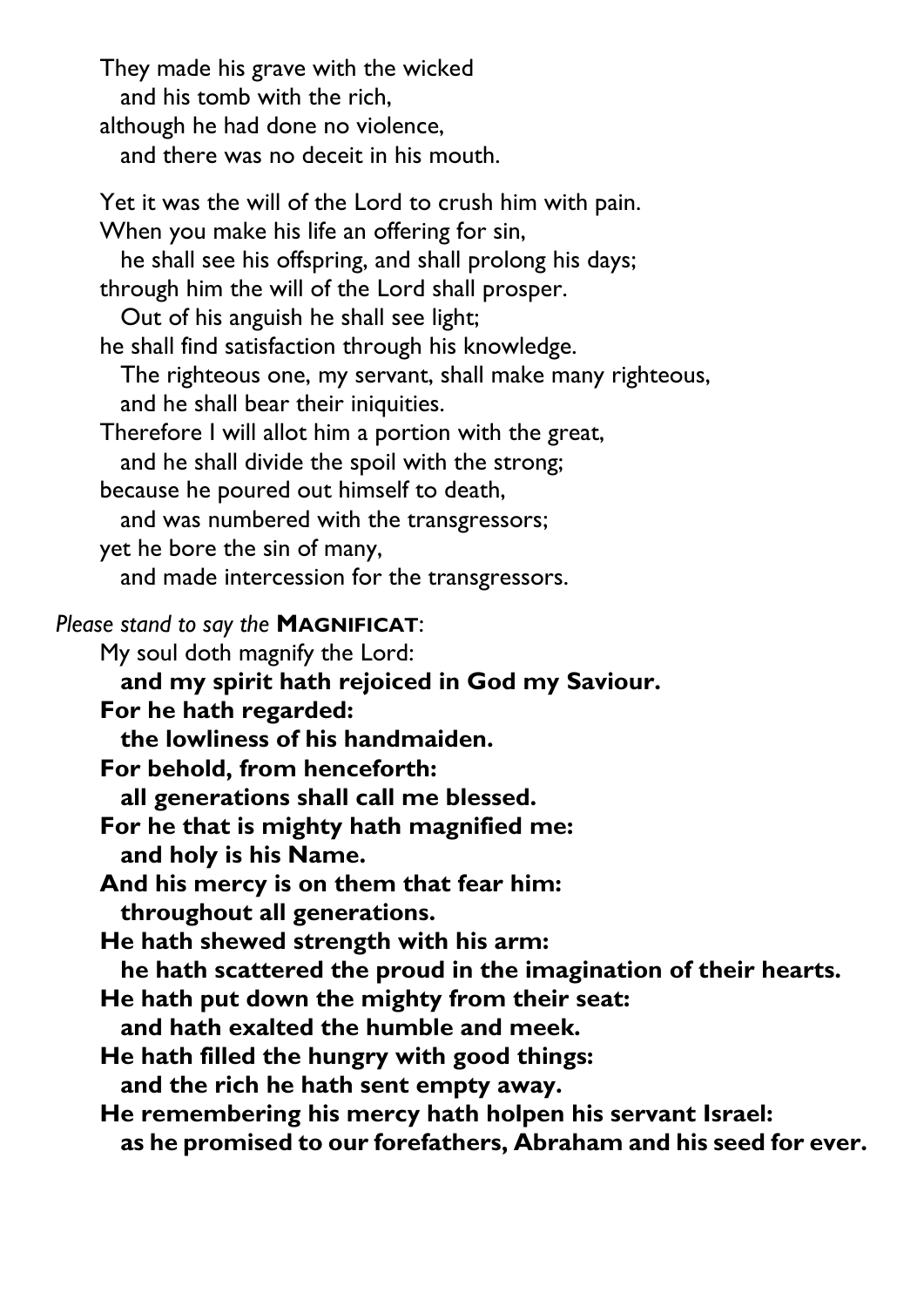They made his grave with the wicked
  and his tomb with the rich,
although he had done no violence,
  and there was no deceit in his mouth.

Yet it was the will of the Lord to crush him with pain.
When you make his life an offering for sin,
  he shall see his offspring, and shall prolong his days;
through him the will of the Lord shall prosper.
  Out of his anguish he shall see light;
he shall find satisfaction through his knowledge.
  The righteous one, my servant, shall make many righteous,
  and he shall bear their iniquities.
Therefore I will allot him a portion with the great,
  and he shall divide the spoil with the strong;
because he poured out himself to death,
  and was numbered with the transgressors;
yet he bore the sin of many,
  and made intercession for the transgressors.

*Please stand to say the* **MAGNIFICAT**:

My soul doth magnify the Lord:
  **and my spirit hath rejoiced in God my Saviour.**
**For he hath regarded:**
  **the lowliness of his handmaiden.**
**For behold, from henceforth:**
  **all generations shall call me blessed.**
**For he that is mighty hath magnified me:**
  **and holy is his Name.**
**And his mercy is on them that fear him:**
  **throughout all generations.**
**He hath shewed strength with his arm:**
  **he hath scattered the proud in the imagination of their hearts.**
**He hath put down the mighty from their seat:**
  **and hath exalted the humble and meek.**
**He hath filled the hungry with good things:**
  **and the rich he hath sent empty away.**
**He remembering his mercy hath holpen his servant Israel:**
  **as he promised to our forefathers, Abraham and his seed for ever.**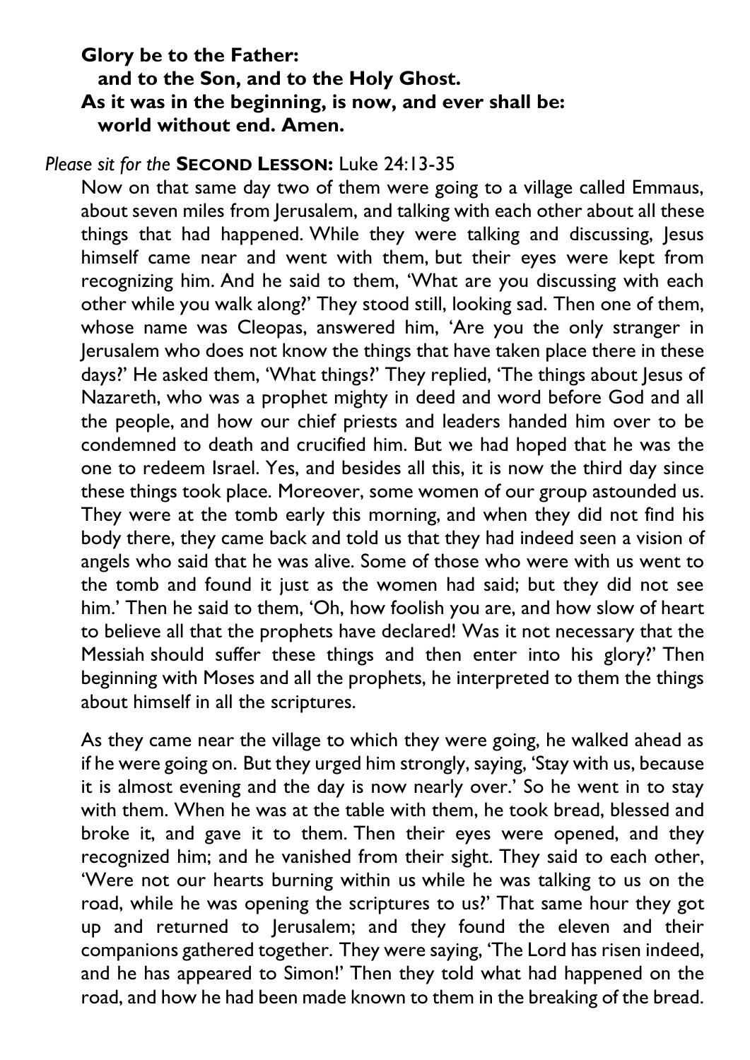**Glory be to the Father:**
**and to the Son, and to the Holy Ghost.**
**As it was in the beginning, is now, and ever shall be:**
**world without end. Amen.**

*Please sit for the* **SECOND LESSON:** Luke 24:13-35

Now on that same day two of them were going to a village called Emmaus, about seven miles from Jerusalem, and talking with each other about all these things that had happened. While they were talking and discussing, Jesus himself came near and went with them, but their eyes were kept from recognizing him. And he said to them, 'What are you discussing with each other while you walk along?' They stood still, looking sad. Then one of them, whose name was Cleopas, answered him, 'Are you the only stranger in Jerusalem who does not know the things that have taken place there in these days?' He asked them, 'What things?' They replied, 'The things about Jesus of Nazareth, who was a prophet mighty in deed and word before God and all the people, and how our chief priests and leaders handed him over to be condemned to death and crucified him. But we had hoped that he was the one to redeem Israel. Yes, and besides all this, it is now the third day since these things took place. Moreover, some women of our group astounded us. They were at the tomb early this morning, and when they did not find his body there, they came back and told us that they had indeed seen a vision of angels who said that he was alive. Some of those who were with us went to the tomb and found it just as the women had said; but they did not see him.' Then he said to them, 'Oh, how foolish you are, and how slow of heart to believe all that the prophets have declared! Was it not necessary that the Messiah should suffer these things and then enter into his glory?' Then beginning with Moses and all the prophets, he interpreted to them the things about himself in all the scriptures.

As they came near the village to which they were going, he walked ahead as if he were going on. But they urged him strongly, saying, 'Stay with us, because it is almost evening and the day is now nearly over.' So he went in to stay with them. When he was at the table with them, he took bread, blessed and broke it, and gave it to them. Then their eyes were opened, and they recognized him; and he vanished from their sight. They said to each other, 'Were not our hearts burning within us while he was talking to us on the road, while he was opening the scriptures to us?' That same hour they got up and returned to Jerusalem; and they found the eleven and their companions gathered together. They were saying, 'The Lord has risen indeed, and he has appeared to Simon!' Then they told what had happened on the road, and how he had been made known to them in the breaking of the bread.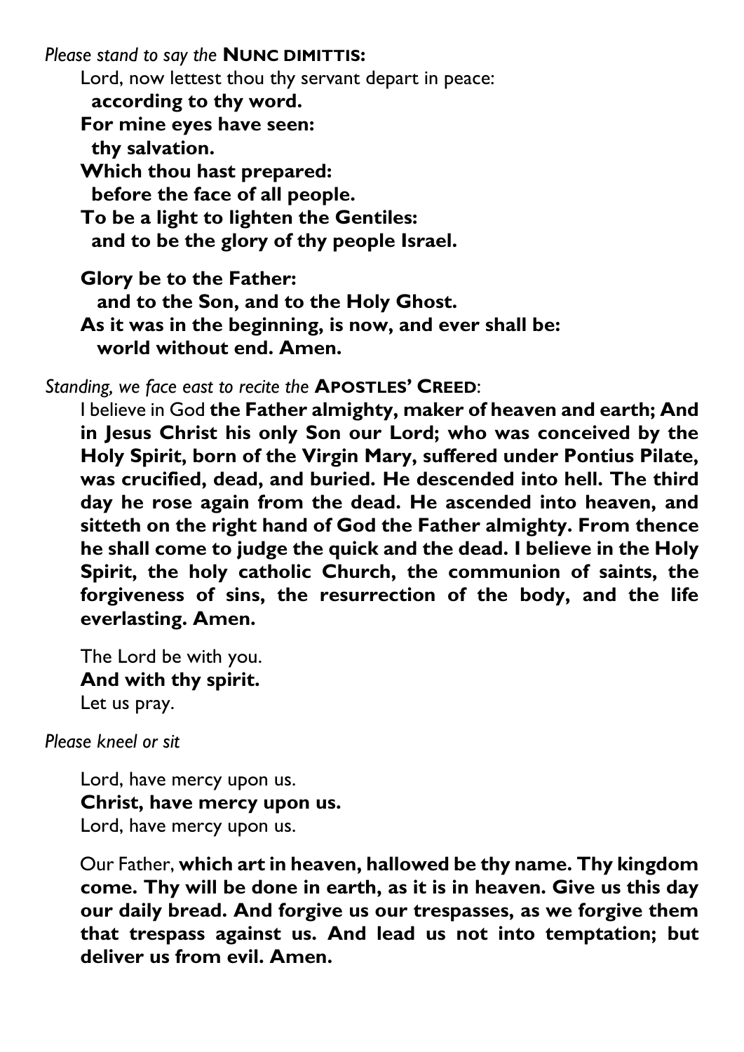*Please stand to say the* **NUNC DIMITTIS:**

Lord, now lettest thou thy servant depart in peace:
**according to thy word.**
**For mine eyes have seen:**
**thy salvation.**
**Which thou hast prepared:**
**before the face of all people.**
**To be a light to lighten the Gentiles:**
**and to be the glory of thy people Israel.**

**Glory be to the Father:**
**and to the Son, and to the Holy Ghost.**
**As it was in the beginning, is now, and ever shall be:**
**world without end. Amen.**

*Standing, we face east to recite the* **APOSTLES' CREED**:

I believe in God **the Father almighty, maker of heaven and earth; And in Jesus Christ his only Son our Lord; who was conceived by the Holy Spirit, born of the Virgin Mary, suffered under Pontius Pilate, was crucified, dead, and buried. He descended into hell. The third day he rose again from the dead. He ascended into heaven, and sitteth on the right hand of God the Father almighty. From thence he shall come to judge the quick and the dead. I believe in the Holy Spirit, the holy catholic Church, the communion of saints, the forgiveness of sins, the resurrection of the body, and the life everlasting. Amen.**

The Lord be with you.
**And with thy spirit.**
Let us pray.

*Please kneel or sit*

Lord, have mercy upon us.
**Christ, have mercy upon us.**
Lord, have mercy upon us.

Our Father, **which art in heaven, hallowed be thy name. Thy kingdom come. Thy will be done in earth, as it is in heaven. Give us this day our daily bread. And forgive us our trespasses, as we forgive them that trespass against us. And lead us not into temptation; but deliver us from evil. Amen.**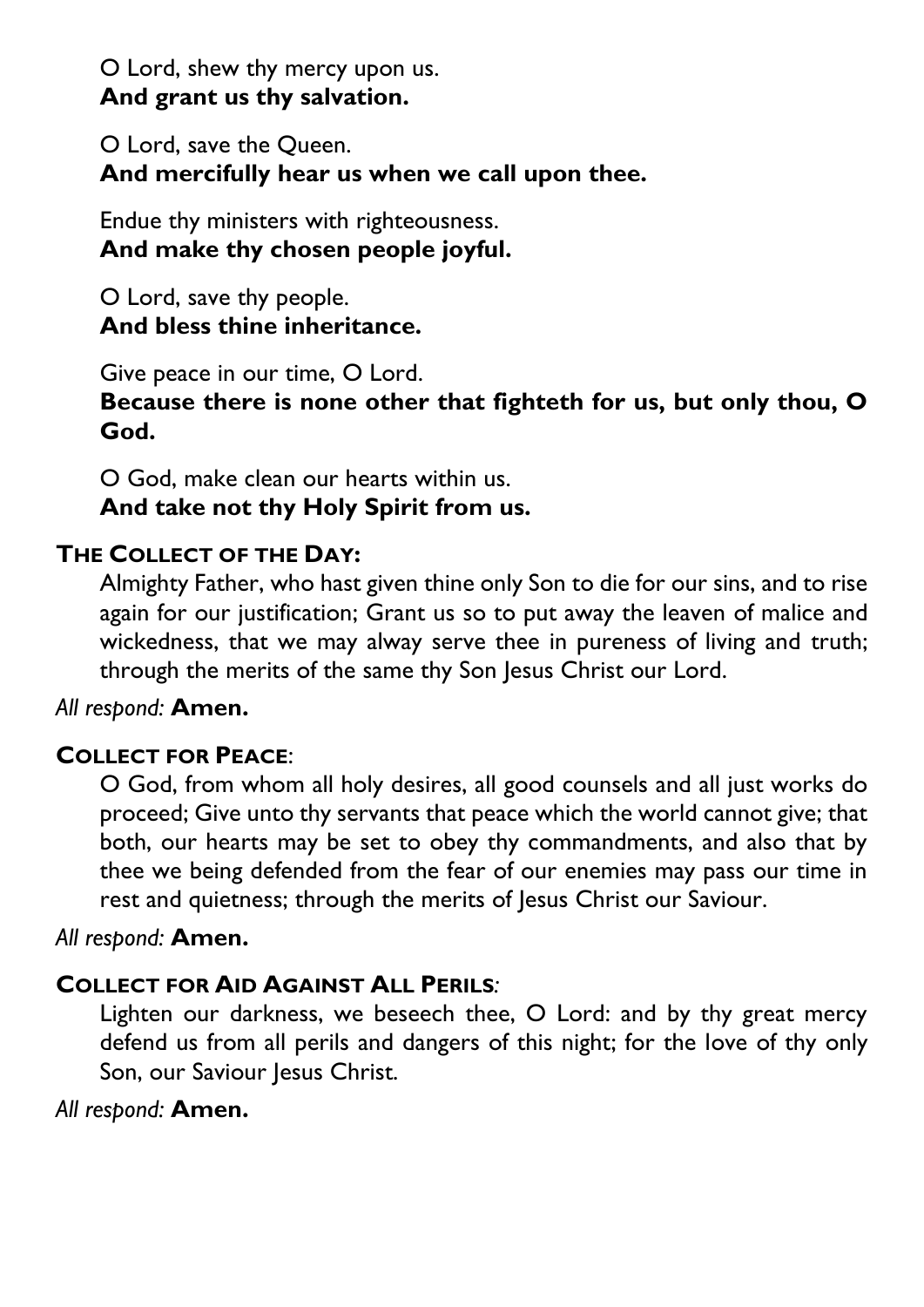O Lord, shew thy mercy upon us.
**And grant us thy salvation.**

O Lord, save the Queen.
**And mercifully hear us when we call upon thee.**

Endue thy ministers with righteousness.
**And make thy chosen people joyful.**

O Lord, save thy people.
**And bless thine inheritance.**

Give peace in our time, O Lord.
**Because there is none other that fighteth for us, but only thou, O God.**

O God, make clean our hearts within us.
**And take not thy Holy Spirit from us.**

**THE COLLECT OF THE DAY:**

Almighty Father, who hast given thine only Son to die for our sins, and to rise again for our justification; Grant us so to put away the leaven of malice and wickedness, that we may alway serve thee in pureness of living and truth; through the merits of the same thy Son Jesus Christ our Lord.

*All respond:* **Amen.**

**COLLECT FOR PEACE**:

O God, from whom all holy desires, all good counsels and all just works do proceed; Give unto thy servants that peace which the world cannot give; that both, our hearts may be set to obey thy commandments, and also that by thee we being defended from the fear of our enemies may pass our time in rest and quietness; through the merits of Jesus Christ our Saviour.

*All respond:* **Amen.**

**COLLECT FOR AID AGAINST ALL PERILS***:*

Lighten our darkness, we beseech thee, O Lord: and by thy great mercy defend us from all perils and dangers of this night; for the love of thy only Son, our Saviour Jesus Christ.

*All respond:* **Amen.**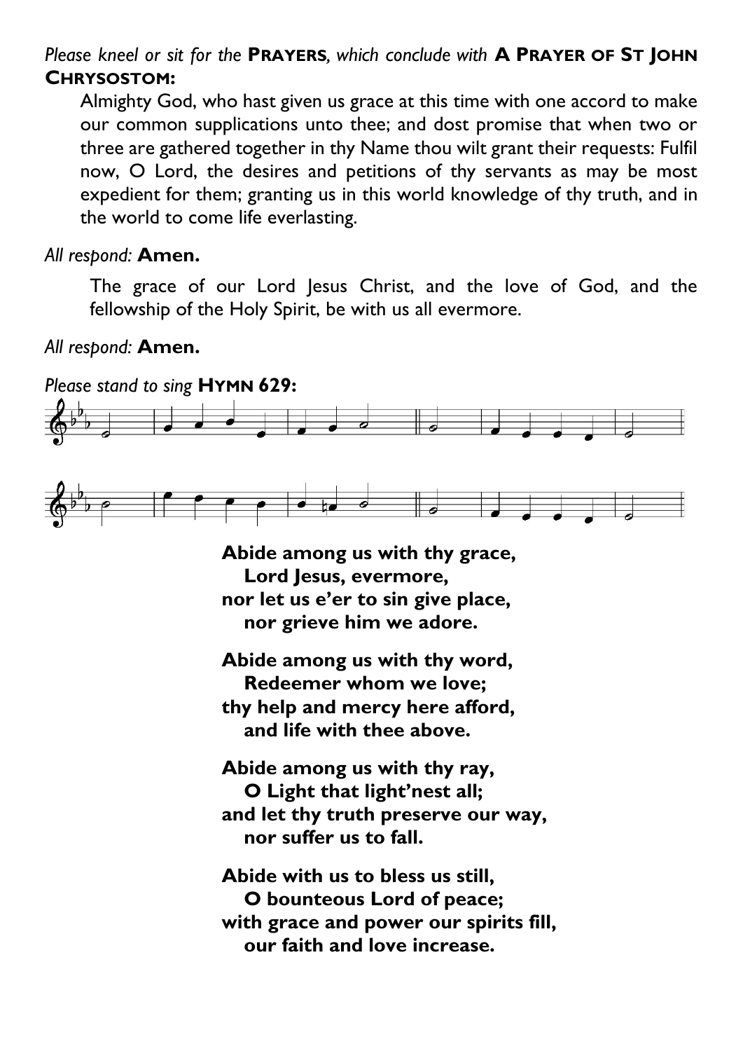*Please kneel or sit for the* **PRAYERS***, which conclude with* **A PRAYER OF ST JOHN CHRYSOSTOM:**

Almighty God, who hast given us grace at this time with one accord to make our common supplications unto thee; and dost promise that when two or three are gathered together in thy Name thou wilt grant their requests: Fulfil now, O Lord, the desires and petitions of thy servants as may be most expedient for them; granting us in this world knowledge of thy truth, and in the world to come life everlasting.

*All respond:* **Amen.**

The grace of our Lord Jesus Christ, and the love of God, and the fellowship of the Holy Spirit, be with us all evermore.

*All respond:* **Amen.**

*Please stand to sing* **HYMN 629:**

**Abide among us with thy grace,**
**Lord Jesus, evermore,**
**nor let us e'er to sin give place,**
**nor grieve him we adore.**

**Abide among us with thy word,**
**Redeemer whom we love;**
**thy help and mercy here afford,**
**and life with thee above.**

**Abide among us with thy ray,**
**O Light that light'nest all;**
**and let thy truth preserve our way,**
**nor suffer us to fall.**

**Abide with us to bless us still,**
**O bounteous Lord of peace;**
**with grace and power our spirits fill,**
**our faith and love increase.**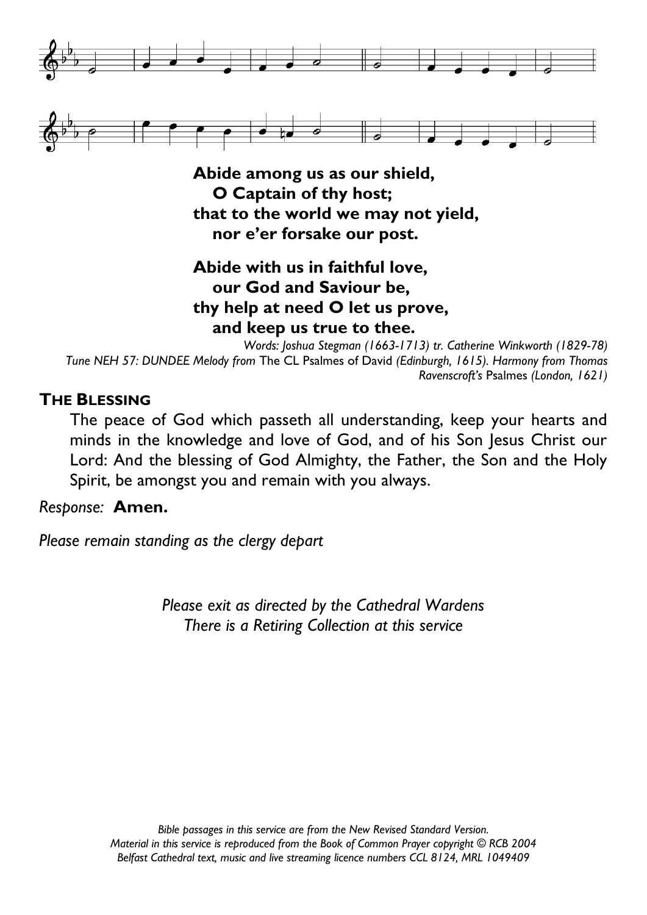**Abide among us as our shield,**
**O Captain of thy host;**
**that to the world we may not yield,**
**nor e'er forsake our post.**

**Abide with us in faithful love,**
**our God and Saviour be,**
**thy help at need O let us prove,**
**and keep us true to thee.**

*Words: Joshua Stegman (1663-1713) tr. Catherine Winkworth (1829-78)*
*Tune NEH 57: DUNDEE Melody from* The CL Psalmes of David *(Edinburgh, 1615). Harmony from Thomas Ravenscroft's* Psalmes *(London, 1621)*

## THE BLESSING

The peace of God which passeth all understanding, keep your hearts and minds in the knowledge and love of God, and of his Son Jesus Christ our Lord: And the blessing of God Almighty, the Father, the Son and the Holy Spirit, be amongst you and remain with you always.

*Response:* **Amen.**

*Please remain standing as the clergy depart*

*Please exit as directed by the Cathedral Wardens*
*There is a Retiring Collection at this service*

*Bible passages in this service are from the New Revised Standard Version.*
*Material in this service is reproduced from the Book of Common Prayer copyright © RCB 2004*
*Belfast Cathedral text, music and live streaming licence numbers CCL 8124, MRL 1049409*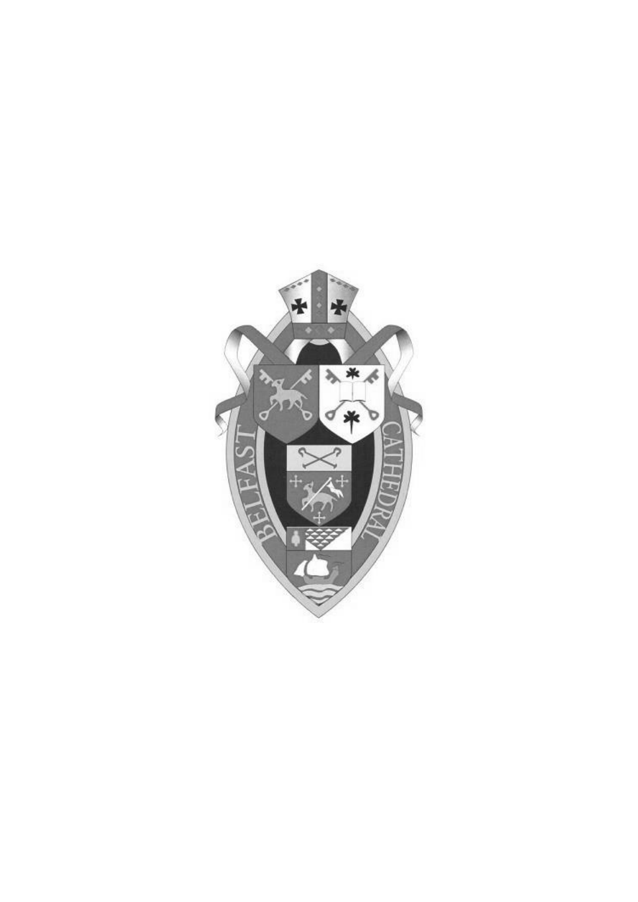BELFAST CATHEDRAL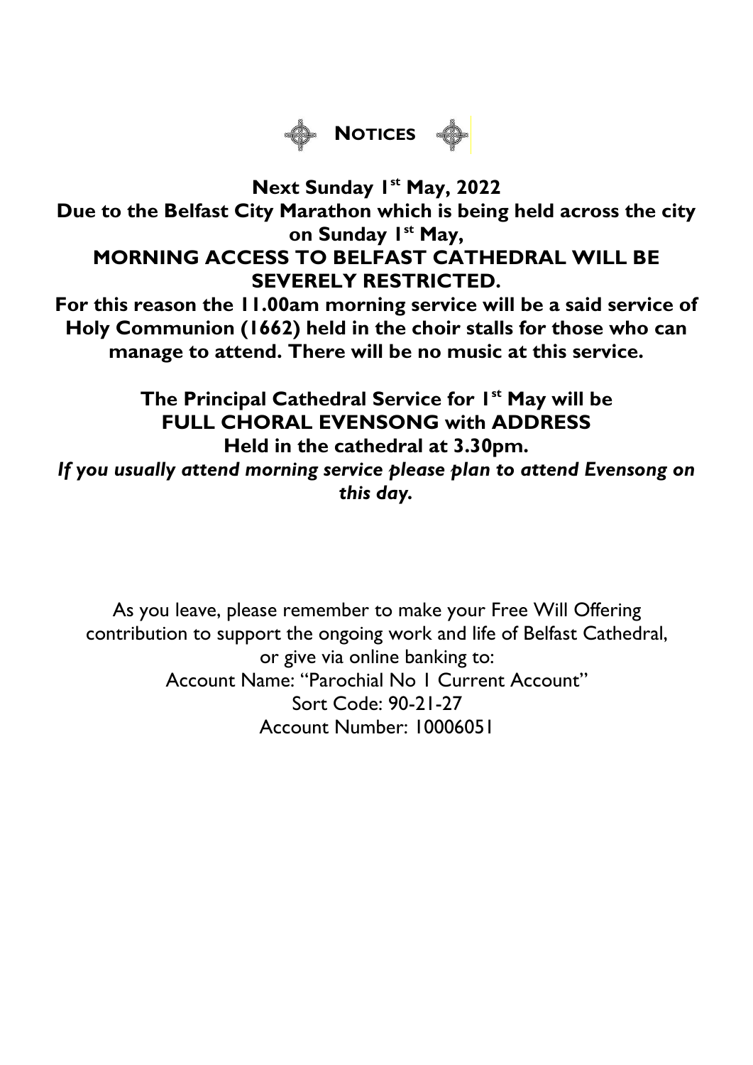## NOTICES

**Next Sunday 1st May, 2022**
**Due to the Belfast City Marathon which is being held across the city on Sunday 1st May,**
**MORNING ACCESS TO BELFAST CATHEDRAL WILL BE SEVERELY RESTRICTED.**
**For this reason the 11.00am morning service will be a said service of Holy Communion (1662) held in the choir stalls for those who can manage to attend. There will be no music at this service.**

**The Principal Cathedral Service for 1st May will be**
**FULL CHORAL EVENSONG with ADDRESS**
**Held in the cathedral at 3.30pm.**
***If you usually attend morning service please plan to attend Evensong on this day.***

As you leave, please remember to make your Free Will Offering contribution to support the ongoing work and life of Belfast Cathedral, or give via online banking to:
Account Name: "Parochial No 1 Current Account"
Sort Code: 90-21-27
Account Number: 10006051